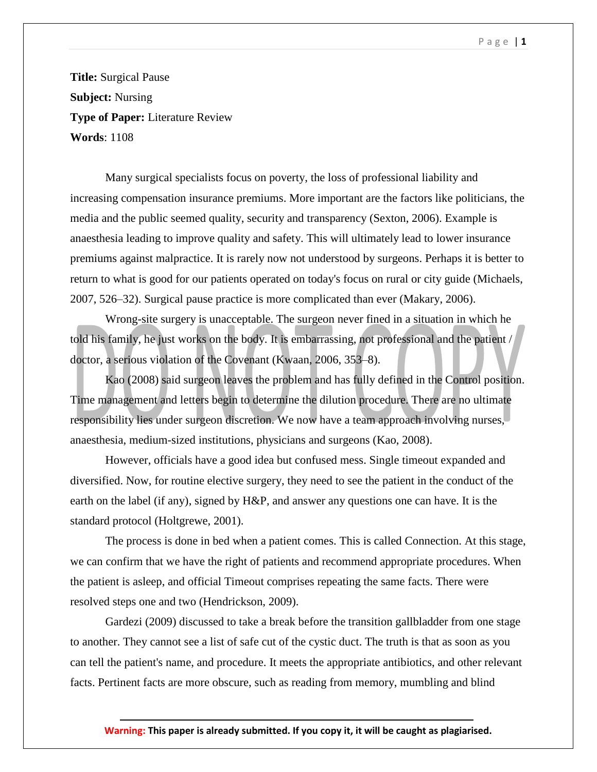**Title:** Surgical Pause

**Subject:** Nursing

**Type of Paper:** Literature Review

**Words**: 1108

Many surgical specialists focus on poverty, the loss of professional liability and increasing compensation insurance premiums. More important are the factors like politicians, the media and the public seemed quality, security and transparency (Sexton, 2006). Example is anaesthesia leading to improve quality and safety. This will ultimately lead to lower insurance premiums against malpractice. It is rarely now not understood by surgeons. Perhaps it is better to return to what is good for our patients operated on today's focus on rural or city guide (Michaels, 2007, 526–32). Surgical pause practice is more complicated than ever (Makary, 2006).

Wrong-site surgery is unacceptable. The surgeon never fined in a situation in which he told his family, he just works on the body. It is embarrassing, not professional and the patient / doctor, a serious violation of the Covenant (Kwaan, 2006, 353–8).

Kao (2008) said surgeon leaves the problem and has fully defined in the Control position. Time management and letters begin to determine the dilution procedure. There are no ultimate responsibility lies under surgeon discretion. We now have a team approach involving nurses, anaesthesia, medium-sized institutions, physicians and surgeons (Kao, 2008).

However, officials have a good idea but confused mess. Single timeout expanded and diversified. Now, for routine elective surgery, they need to see the patient in the conduct of the earth on the label (if any), signed by H&P, and answer any questions one can have. It is the standard protocol (Holtgrewe, 2001).

The process is done in bed when a patient comes. This is called Connection. At this stage, we can confirm that we have the right of patients and recommend appropriate procedures. When the patient is asleep, and official Timeout comprises repeating the same facts. There were resolved steps one and two (Hendrickson, 2009).

Gardezi (2009) discussed to take a break before the transition gallbladder from one stage to another. They cannot see a list of safe cut of the cystic duct. The truth is that as soon as you can tell the patient's name, and procedure. It meets the appropriate antibiotics, and other relevant facts. Pertinent facts are more obscure, such as reading from memory, mumbling and blind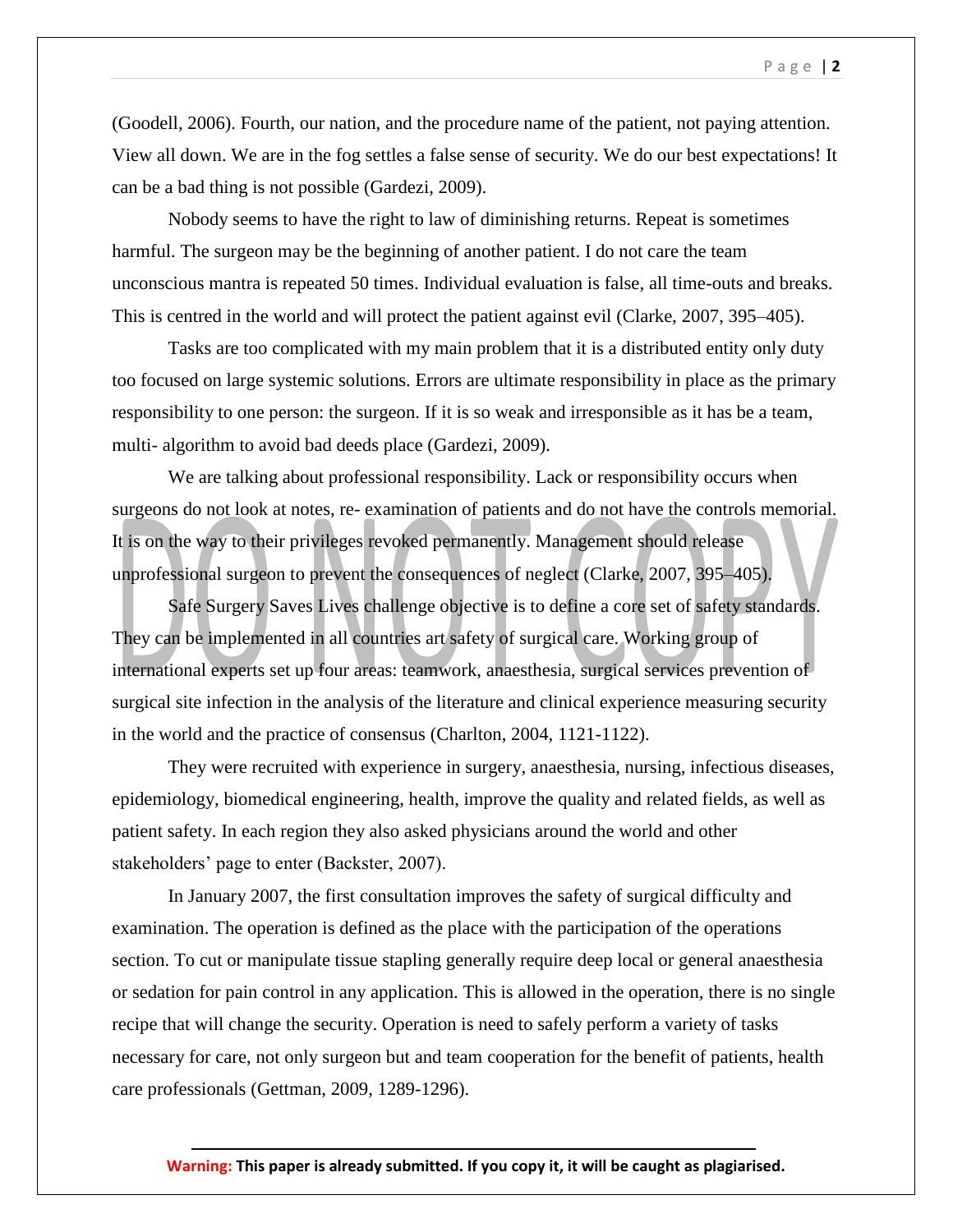(Goodell, 2006). Fourth, our nation, and the procedure name of the patient, not paying attention. View all down. We are in the fog settles a false sense of security. We do our best expectations! It can be a bad thing is not possible (Gardezi, 2009).

Nobody seems to have the right to law of diminishing returns. Repeat is sometimes harmful. The surgeon may be the beginning of another patient. I do not care the team unconscious mantra is repeated 50 times. Individual evaluation is false, all time-outs and breaks. This is centred in the world and will protect the patient against evil (Clarke, 2007, 395–405).

Tasks are too complicated with my main problem that it is a distributed entity only duty too focused on large systemic solutions. Errors are ultimate responsibility in place as the primary responsibility to one person: the surgeon. If it is so weak and irresponsible as it has be a team, multi- algorithm to avoid bad deeds place (Gardezi, 2009).

We are talking about professional responsibility. Lack or responsibility occurs when surgeons do not look at notes, re- examination of patients and do not have the controls memorial. It is on the way to their privileges revoked permanently. Management should release unprofessional surgeon to prevent the consequences of neglect (Clarke, 2007, 395–405).

Safe Surgery Saves Lives challenge objective is to define a core set of safety standards. They can be implemented in all countries art safety of surgical care. Working group of international experts set up four areas: teamwork, anaesthesia, surgical services prevention of surgical site infection in the analysis of the literature and clinical experience measuring security in the world and the practice of consensus (Charlton, 2004, 1121-1122).

They were recruited with experience in surgery, anaesthesia, nursing, infectious diseases, epidemiology, biomedical engineering, health, improve the quality and related fields, as well as patient safety. In each region they also asked physicians around the world and other stakeholders' page to enter (Backster, 2007).

In January 2007, the first consultation improves the safety of surgical difficulty and examination. The operation is defined as the place with the participation of the operations section. To cut or manipulate tissue stapling generally require deep local or general anaesthesia or sedation for pain control in any application. This is allowed in the operation, there is no single recipe that will change the security. Operation is need to safely perform a variety of tasks necessary for care, not only surgeon but and team cooperation for the benefit of patients, health care professionals (Gettman, 2009, 1289-1296).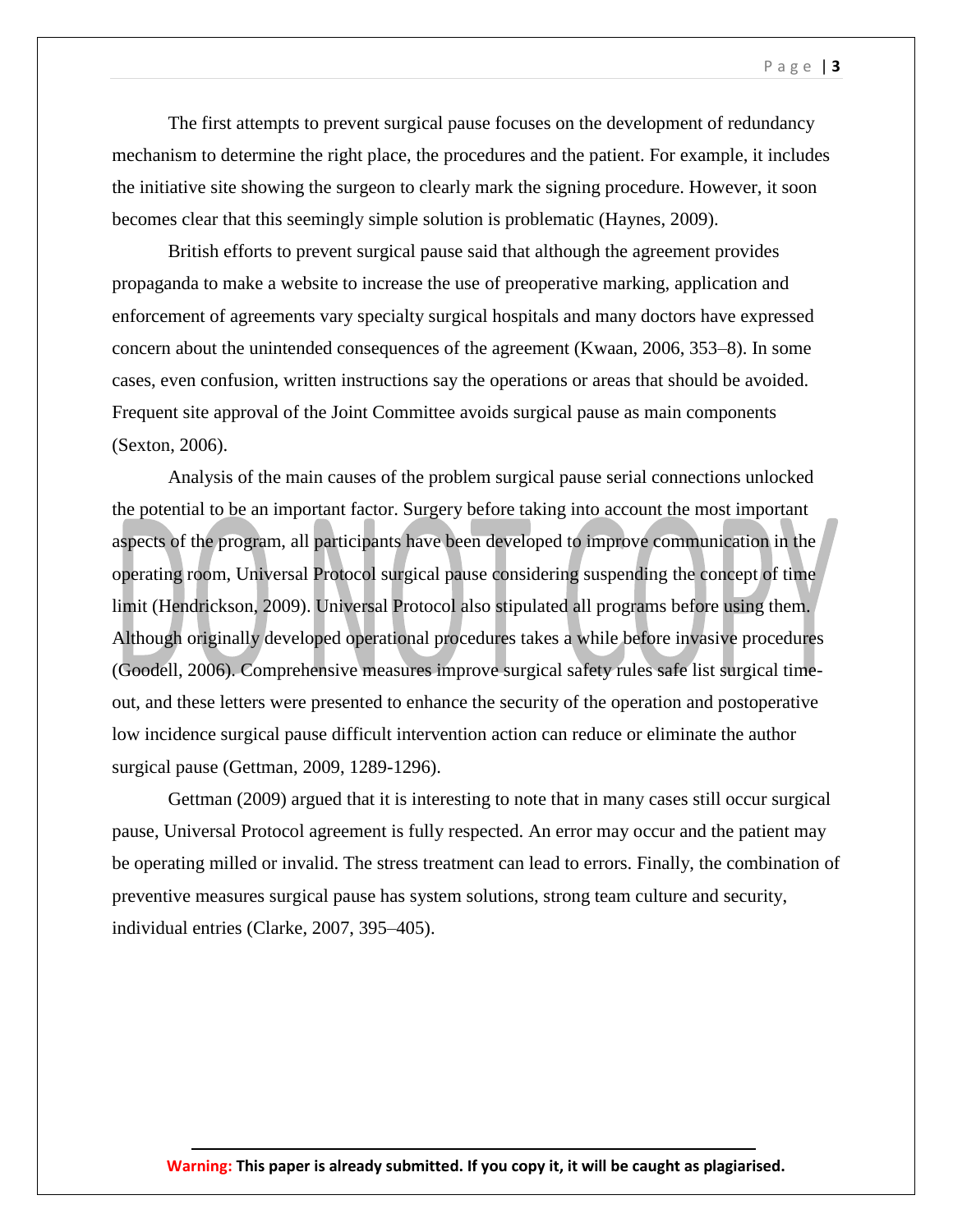The first attempts to prevent surgical pause focuses on the development of redundancy mechanism to determine the right place, the procedures and the patient. For example, it includes the initiative site showing the surgeon to clearly mark the signing procedure. However, it soon becomes clear that this seemingly simple solution is problematic (Haynes, 2009).

British efforts to prevent surgical pause said that although the agreement provides propaganda to make a website to increase the use of preoperative marking, application and enforcement of agreements vary specialty surgical hospitals and many doctors have expressed concern about the unintended consequences of the agreement (Kwaan, 2006, 353–8). In some cases, even confusion, written instructions say the operations or areas that should be avoided. Frequent site approval of the Joint Committee avoids surgical pause as main components (Sexton, 2006).

Analysis of the main causes of the problem surgical pause serial connections unlocked the potential to be an important factor. Surgery before taking into account the most important aspects of the program, all participants have been developed to improve communication in the operating room, Universal Protocol surgical pause considering suspending the concept of time limit (Hendrickson, 2009). Universal Protocol also stipulated all programs before using them. Although originally developed operational procedures takes a while before invasive procedures (Goodell, 2006). Comprehensive measures improve surgical safety rules safe list surgical time-out, and these letters were presented to enhance the security of the operation and postoperative low incidence surgical pause difficult intervention action can reduce or eliminate the author surgical pause (Gettman, 2009, 1289-1296).

Gettman (2009) argued that it is interesting to note that in many cases still occur surgical pause, Universal Protocol agreement is fully respected. An error may occur and the patient may be operating milled or invalid. The stress treatment can lead to errors. Finally, the combination of preventive measures surgical pause has system solutions, strong team culture and security, individual entries (Clarke, 2007, 395–405).